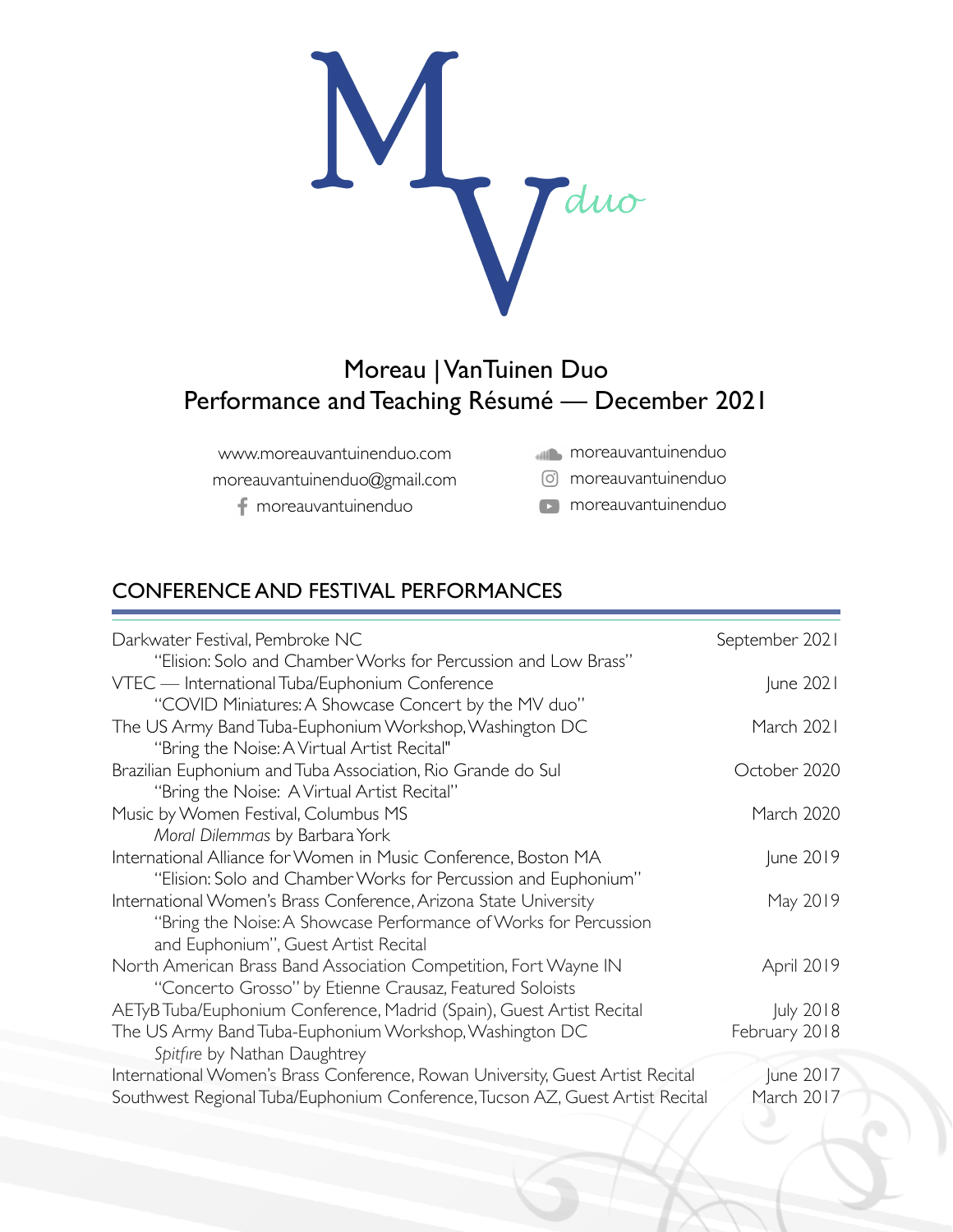# Moreau | VanTuinen Duo
## Performance and Teaching Résumé — December 2021

www.moreauvantuinenduo.com
moreauvantuinenduo@gmail.com
moreauvantuinenduo
moreauvantuinenduo
moreauvantuinenduo
moreauvantuinenduo

## CONFERENCE AND FESTIVAL PERFORMANCES

| | |
|---|---|
| Darkwater Festival, Pembroke NC<br>"Elision: Solo and Chamber Works for Percussion and Low Brass" | September 2021 |
| VTEC — International Tuba/Euphonium Conference<br>"COVID Miniatures: A Showcase Concert by the MV duo" | June 2021 |
| The US Army Band Tuba-Euphonium Workshop, Washington DC<br>"Bring the Noise: A Virtual Artist Recital" | March 2021 |
| Brazilian Euphonium and Tuba Association, Rio Grande do Sul<br>"Bring the Noise: A Virtual Artist Recital" | October 2020 |
| Music by Women Festival, Columbus MS<br>*Moral Dilemmas* by Barbara York | March 2020 |
| International Alliance for Women in Music Conference, Boston MA<br>"Elision: Solo and Chamber Works for Percussion and Euphonium" | June 2019 |
| International Women's Brass Conference, Arizona State University<br>"Bring the Noise: A Showcase Performance of Works for Percussion and Euphonium", Guest Artist Recital | May 2019 |
| North American Brass Band Association Competition, Fort Wayne IN<br>"Concerto Grosso" by Etienne Crausaz, Featured Soloists | April 2019 |
| AETyB Tuba/Euphonium Conference, Madrid (Spain), Guest Artist Recital | July 2018 |
| The US Army Band Tuba-Euphonium Workshop, Washington DC<br>*Spitfire* by Nathan Daughtrey | February 2018 |
| International Women's Brass Conference, Rowan University, Guest Artist Recital | June 2017 |
| Southwest Regional Tuba/Euphonium Conference, Tucson AZ, Guest Artist Recital | March 2017 |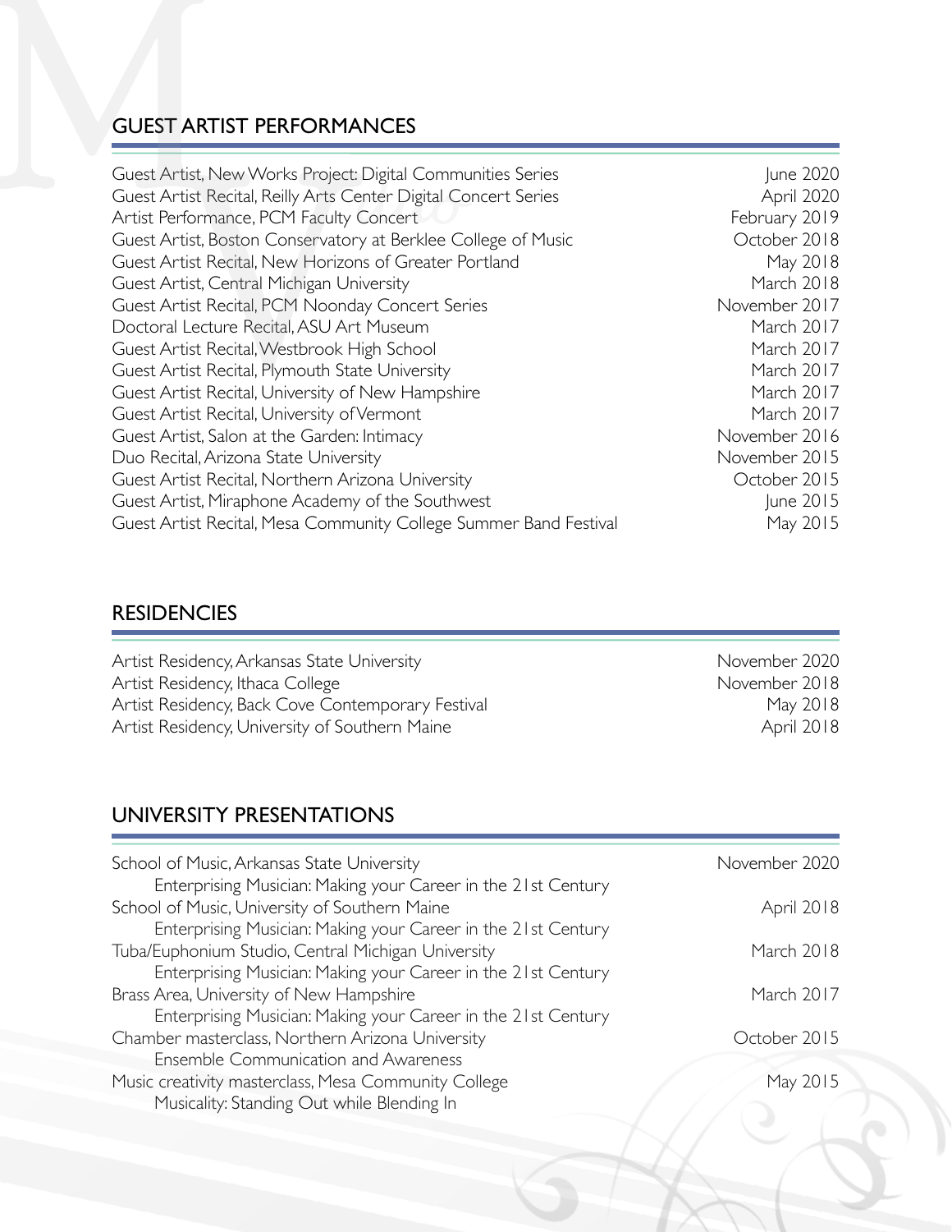## GUEST ARTIST PERFORMANCES

| | |
|---|---|
| Guest Artist, New Works Project: Digital Communities Series | June 2020 |
| Guest Artist Recital, Reilly Arts Center Digital Concert Series | April 2020 |
| Artist Performance, PCM Faculty Concert | February 2019 |
| Guest Artist, Boston Conservatory at Berklee College of Music | October 2018 |
| Guest Artist Recital, New Horizons of Greater Portland | May 2018 |
| Guest Artist, Central Michigan University | March 2018 |
| Guest Artist Recital, PCM Noonday Concert Series | November 2017 |
| Doctoral Lecture Recital, ASU Art Museum | March 2017 |
| Guest Artist Recital, Westbrook High School | March 2017 |
| Guest Artist Recital, Plymouth State University | March 2017 |
| Guest Artist Recital, University of New Hampshire | March 2017 |
| Guest Artist Recital, University of Vermont | March 2017 |
| Guest Artist, Salon at the Garden: Intimacy | November 2016 |
| Duo Recital, Arizona State University | November 2015 |
| Guest Artist Recital, Northern Arizona University | October 2015 |
| Guest Artist, Miraphone Academy of the Southwest | June 2015 |
| Guest Artist Recital, Mesa Community College Summer Band Festival | May 2015 |

## RESIDENCIES

| | |
|---|---|
| Artist Residency, Arkansas State University | November 2020 |
| Artist Residency, Ithaca College | November 2018 |
| Artist Residency, Back Cove Contemporary Festival | May 2018 |
| Artist Residency, University of Southern Maine | April 2018 |

## UNIVERSITY PRESENTATIONS

| | |
|---|---|
| School of Music, Arkansas State University<br>Enterprising Musician: Making your Career in the 21st Century | November 2020 |
| School of Music, University of Southern Maine<br>Enterprising Musician: Making your Career in the 21st Century | April 2018 |
| Tuba/Euphonium Studio, Central Michigan University<br>Enterprising Musician: Making your Career in the 21st Century | March 2018 |
| Brass Area, University of New Hampshire<br>Enterprising Musician: Making your Career in the 21st Century | March 2017 |
| Chamber masterclass, Northern Arizona University<br>Ensemble Communication and Awareness | October 2015 |
| Music creativity masterclass, Mesa Community College<br>Musicality: Standing Out while Blending In | May 2015 |